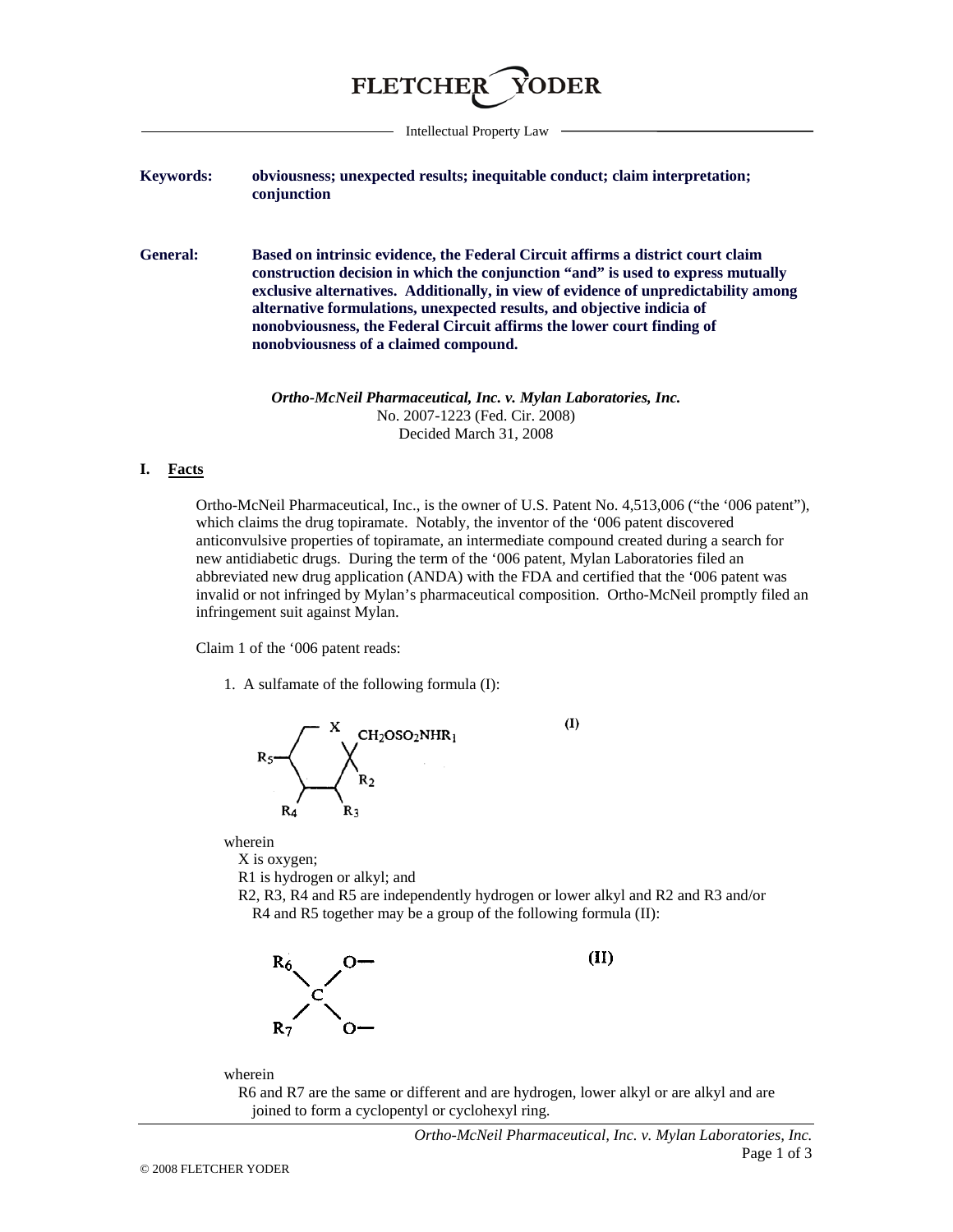**FLETCHER YODER**

Intellectual Property Law

**Keywords:** **obviousness; unexpected results; inequitable conduct; claim interpretation; conjunction**

**General:** **Based on intrinsic evidence, the Federal Circuit affirms a district court claim construction decision in which the conjunction "and" is used to express mutually exclusive alternatives. Additionally, in view of evidence of unpredictability among alternative formulations, unexpected results, and objective indicia of nonobviousness, the Federal Circuit affirms the lower court finding of nonobviousness of a claimed compound.**

***Ortho-McNeil Pharmaceutical, Inc. v. Mylan Laboratories, Inc.***
No. 2007-1223 (Fed. Cir. 2008)
Decided March 31, 2008

## I. Facts

Ortho-McNeil Pharmaceutical, Inc., is the owner of U.S. Patent No. 4,513,006 ("the '006 patent"), which claims the drug topiramate. Notably, the inventor of the '006 patent discovered anticonvulsive properties of topiramate, an intermediate compound created during a search for new antidiabetic drugs. During the term of the '006 patent, Mylan Laboratories filed an abbreviated new drug application (ANDA) with the FDA and certified that the '006 patent was invalid or not infringed by Mylan's pharmaceutical composition. Ortho-McNeil promptly filed an infringement suit against Mylan.

Claim 1 of the '006 patent reads:

1. A sulfamate of the following formula (I):

(I) [structure: ring with X, $CH_2OSO_2NHR_1$, $R_2$, $R_3$, $R_4$, $R_5$]

wherein
X is oxygen;
R1 is hydrogen or alkyl; and
R2, R3, R4 and R5 are independently hydrogen or lower alkyl and R2 and R3 and/or R4 and R5 together may be a group of the following formula (II):

(II) [structure: $R_6$ and $R_7$ attached to C bearing two O— groups]

wherein
R6 and R7 are the same or different and are hydrogen, lower alkyl or are alkyl and are joined to form a cyclopentyl or cyclohexyl ring.

© 2008 FLETCHER YODER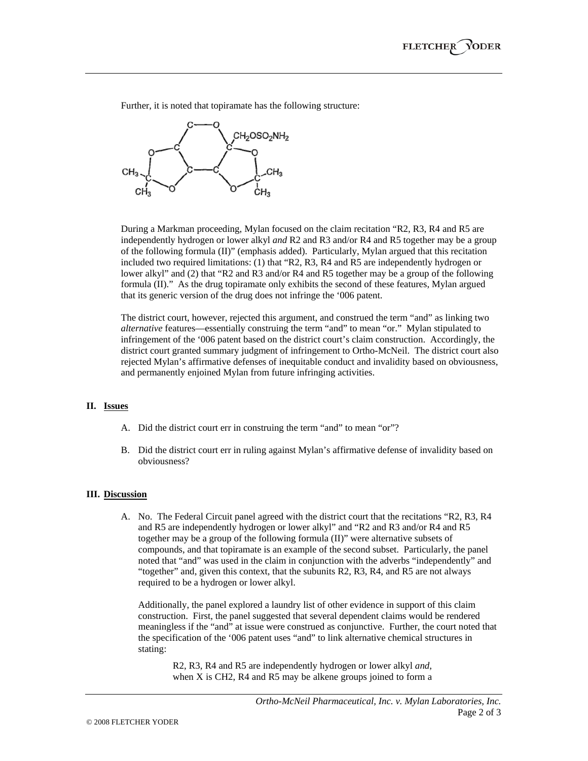Further, it is noted that topiramate has the following structure:

During a Markman proceeding, Mylan focused on the claim recitation "R2, R3, R4 and R5 are independently hydrogen or lower alkyl *and* R2 and R3 and/or R4 and R5 together may be a group of the following formula (II)" (emphasis added). Particularly, Mylan argued that this recitation included two required limitations: (1) that "R2, R3, R4 and R5 are independently hydrogen or lower alkyl" and (2) that "R2 and R3 and/or R4 and R5 together may be a group of the following formula (II)." As the drug topiramate only exhibits the second of these features, Mylan argued that its generic version of the drug does not infringe the '006 patent.

The district court, however, rejected this argument, and construed the term "and" as linking two *alternative* features—essentially construing the term "and" to mean "or." Mylan stipulated to infringement of the '006 patent based on the district court's claim construction. Accordingly, the district court granted summary judgment of infringement to Ortho-McNeil. The district court also rejected Mylan's affirmative defenses of inequitable conduct and invalidity based on obviousness, and permanently enjoined Mylan from future infringing activities.

## II. Issues

A. Did the district court err in construing the term "and" to mean "or"?

B. Did the district court err in ruling against Mylan's affirmative defense of invalidity based on obviousness?

## III. Discussion

A. No. The Federal Circuit panel agreed with the district court that the recitations "R2, R3, R4 and R5 are independently hydrogen or lower alkyl" and "R2 and R3 and/or R4 and R5 together may be a group of the following formula (II)" were alternative subsets of compounds, and that topiramate is an example of the second subset. Particularly, the panel noted that "and" was used in the claim in conjunction with the adverbs "independently" and "together" and, given this context, that the subunits R2, R3, R4, and R5 are not always required to be a hydrogen or lower alkyl.

Additionally, the panel explored a laundry list of other evidence in support of this claim construction. First, the panel suggested that several dependent claims would be rendered meaningless if the "and" at issue were construed as conjunctive. Further, the court noted that the specification of the '006 patent uses "and" to link alternative chemical structures in stating:

> R2, R3, R4 and R5 are independently hydrogen or lower alkyl *and*, when X is CH2, R4 and R5 may be alkene groups joined to form a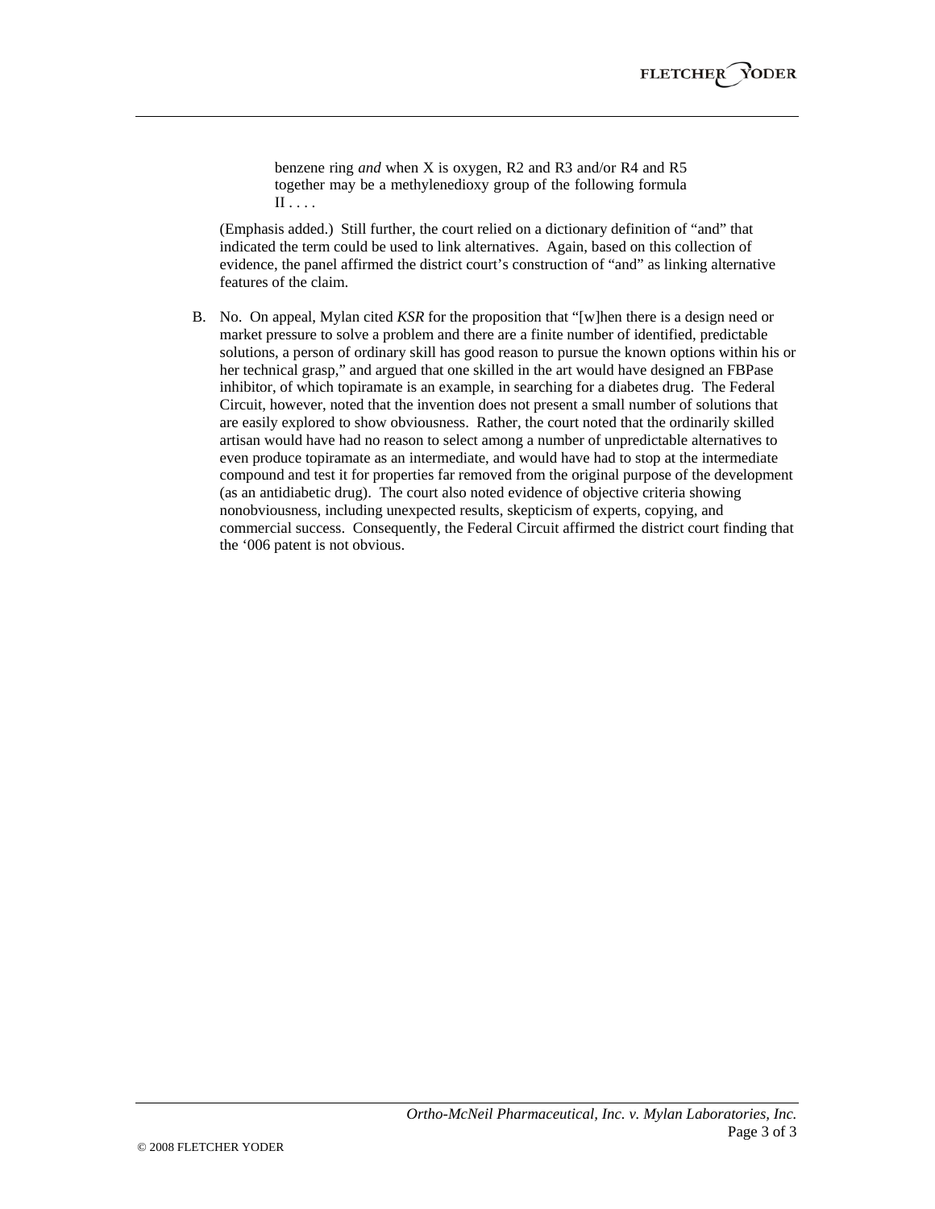> benzene ring *and* when X is oxygen, R2 and R3 and/or R4 and R5 together may be a methylenedioxy group of the following formula II . . . .

(Emphasis added.) Still further, the court relied on a dictionary definition of "and" that indicated the term could be used to link alternatives. Again, based on this collection of evidence, the panel affirmed the district court's construction of "and" as linking alternative features of the claim.

B. No. On appeal, Mylan cited *KSR* for the proposition that "[w]hen there is a design need or market pressure to solve a problem and there are a finite number of identified, predictable solutions, a person of ordinary skill has good reason to pursue the known options within his or her technical grasp," and argued that one skilled in the art would have designed an FBPase inhibitor, of which topiramate is an example, in searching for a diabetes drug. The Federal Circuit, however, noted that the invention does not present a small number of solutions that are easily explored to show obviousness. Rather, the court noted that the ordinarily skilled artisan would have had no reason to select among a number of unpredictable alternatives to even produce topiramate as an intermediate, and would have had to stop at the intermediate compound and test it for properties far removed from the original purpose of the development (as an antidiabetic drug). The court also noted evidence of objective criteria showing nonobviousness, including unexpected results, skepticism of experts, copying, and commercial success. Consequently, the Federal Circuit affirmed the district court finding that the '006 patent is not obvious.